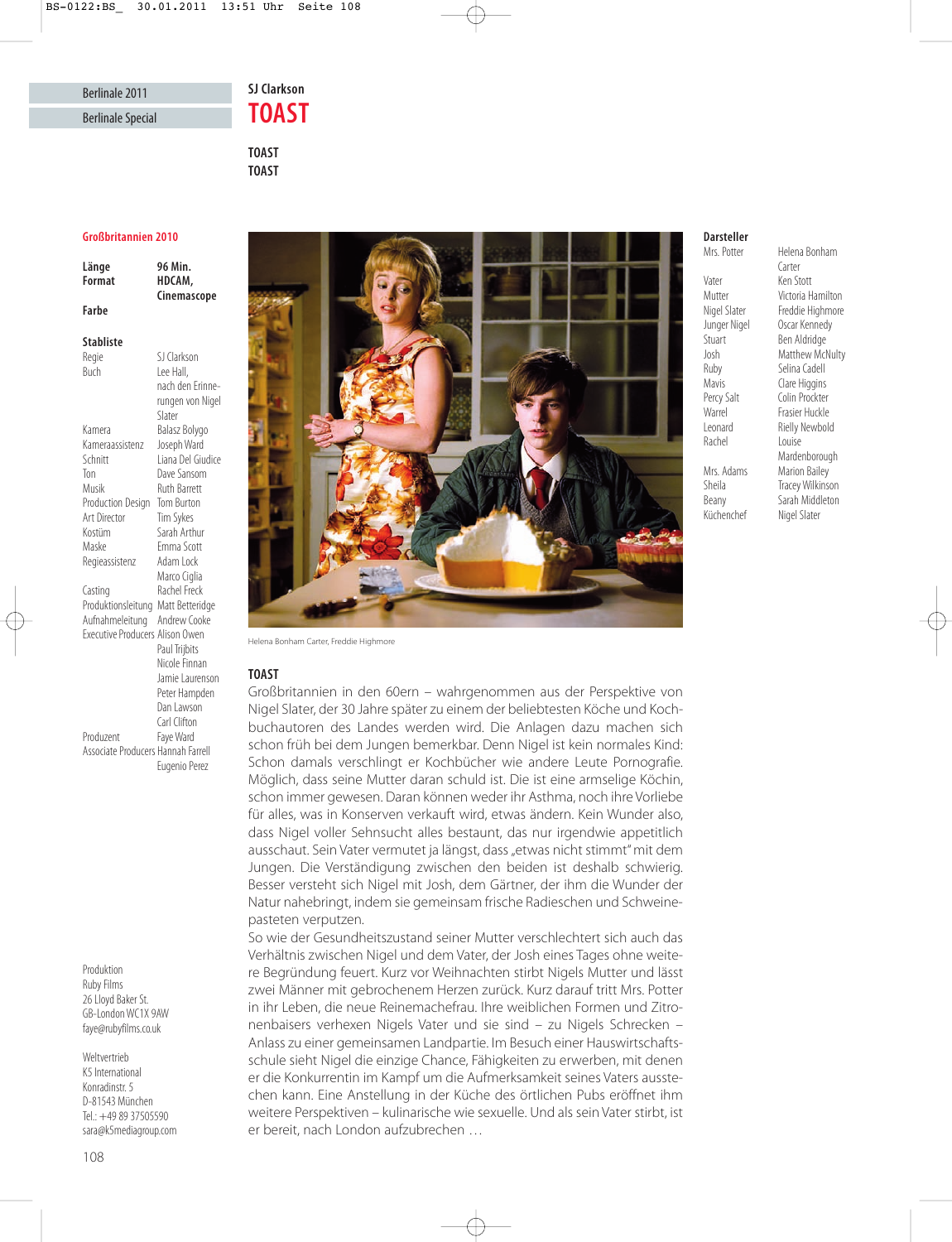Berlinale 2011

Berlinale Special

SJ Clarkson

# TOAST

**TOAST**
**TOAST**

**Großbritannien 2010**

| | |
|---|---|
| **Länge** | **96 Min.** |
| **Format** | **HDCAM, Cinemascope** |
| **Farbe** | |

**Stabliste**

| | |
|---|---|
| Regie | SJ Clarkson |
| Buch | Lee Hall, nach den Erinnerungen von Nigel Slater |
| Kamera | Balasz Bolygo |
| Kameraassistenz | Joseph Ward |
| Schnitt | Liana Del Giudice |
| Ton | Dave Sansom |
| Musik | Ruth Barrett |
| Production Design | Tom Burton |
| Art Director | Tim Sykes |
| Kostüm | Sarah Arthur |
| Maske | Emma Scott |
| Regieassistenz | Adam Lock, Marco Ciglia |
| Casting | Rachel Freck |
| Produktionsleitung | Matt Betteridge |
| Aufnahmeleitung | Andrew Cooke |
| Executive Producers | Alison Owen, Paul Trijbits, Nicole Finnan, Jamie Laurenson, Peter Hampden, Dan Lawson, Carl Clifton |
| Produzent | Faye Ward |
| Associate Producers | Hannah Farrell, Eugenio Perez |

**Darsteller**

| | |
|---|---|
| Mrs. Potter | Helena Bonham Carter |
| Vater | Ken Stott |
| Mutter | Victoria Hamilton |
| Nigel Slater | Freddie Highmore |
| Junger Nigel | Oscar Kennedy |
| Stuart | Ben Aldridge |
| Josh | Matthew McNulty |
| Ruby | Selina Cadell |
| Mavis | Clare Higgins |
| Percy Salt | Colin Prockter |
| Warrel | Frasier Huckle |
| Leonard | Rielly Newbold |
| Rachel | Louise Mardenborough |
| Mrs. Adams | Marion Bailey |
| Sheila | Tracey Wilkinson |
| Beany | Sarah Middleton |
| Küchenchef | Nigel Slater |

Helena Bonham Carter, Freddie Highmore

## TOAST

Großbritannien in den 60ern – wahrgenommen aus der Perspektive von Nigel Slater, der 30 Jahre später zu einem der beliebtesten Köche und Kochbuchautoren des Landes werden wird. Die Anlagen dazu machen sich schon früh bei dem Jungen bemerkbar. Denn Nigel ist kein normales Kind: Schon damals verschlingt er Kochbücher wie andere Leute Pornografie. Möglich, dass seine Mutter daran schuld ist. Die ist eine armselige Köchin, schon immer gewesen. Daran können weder ihr Asthma, noch ihre Vorliebe für alles, was in Konserven verkauft wird, etwas ändern. Kein Wunder also, dass Nigel voller Sehnsucht alles bestaunt, das nur irgendwie appetitlich ausschaut. Sein Vater vermutet ja längst, dass „etwas nicht stimmt" mit dem Jungen. Die Verständigung zwischen den beiden ist deshalb schwierig. Besser versteht sich Nigel mit Josh, dem Gärtner, der ihm die Wunder der Natur nahebringt, indem sie gemeinsam frische Radieschen und Schweinepasteten verputzen.

So wie der Gesundheitszustand seiner Mutter verschlechtert sich auch das Verhältnis zwischen Nigel und dem Vater, der Josh eines Tages ohne weitere Begründung feuert. Kurz vor Weihnachten stirbt Nigels Mutter und lässt zwei Männer mit gebrochenem Herzen zurück. Kurz darauf tritt Mrs. Potter in ihr Leben, die neue Reinemachefrau. Ihre weiblichen Formen und Zitronenbaisers verhexen Nigels Vater und sie sind – zu Nigels Schrecken – Anlass zu einer gemeinsamen Landpartie. Im Besuch einer Hauswirtschaftsschule sieht Nigel die einzige Chance, Fähigkeiten zu erwerben, mit denen er die Konkurrentin im Kampf um die Aufmerksamkeit seines Vaters ausstechen kann. Eine Anstellung in der Küche des örtlichen Pubs eröffnet ihm weitere Perspektiven – kulinarische wie sexuelle. Und als sein Vater stirbt, ist er bereit, nach London aufzubrechen …

Produktion
Ruby Films
26 Lloyd Baker St.
GB-London WC1X 9AW
faye@rubyfilms.co.uk

Weltvertrieb
K5 International
Konradinstr. 5
D-81543 München
Tel.: +49 89 37505590
sara@k5mediagroup.com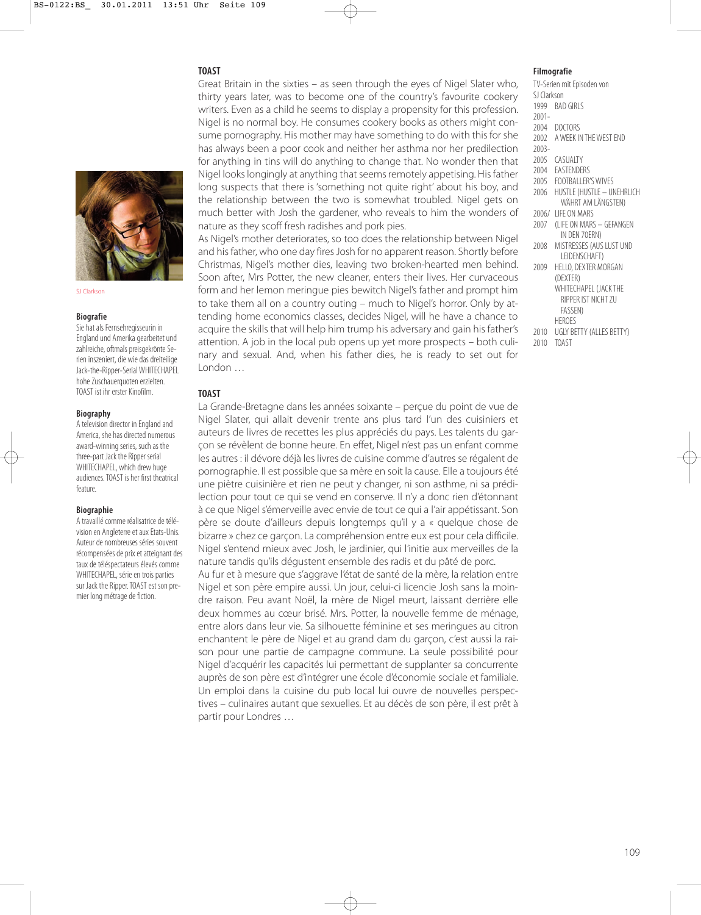SJ Clarkson

**Biografie**

Sie hat als Fernsehregisseurin in England und Amerika gearbeitet und zahlreiche, oftmals preisgekrönte Serien inszeniert, die wie das dreiteilige Jack-the-Ripper-Serial WHITECHAPEL hohe Zuschauerquoten erzielten. TOAST ist ihr erster Kinofilm.

**Biography**

A television director in England and America, she has directed numerous award-winning series, such as the three-part Jack the Ripper serial WHITECHAPEL, which drew huge audiences. TOAST is her first theatrical feature.

**Biographie**

A travaillé comme réalisatrice de télévision en Angleterre et aux Etats-Unis. Auteur de nombreuses séries souvent récompensées de prix et atteignant des taux de téléspectateurs élevés comme WHITECHAPEL, série en trois parties sur Jack the Ripper. TOAST est son premier long métrage de fiction.

## TOAST

Great Britain in the sixties – as seen through the eyes of Nigel Slater who, thirty years later, was to become one of the country's favourite cookery writers. Even as a child he seems to display a propensity for this profession. Nigel is no normal boy. He consumes cookery books as others might consume pornography. His mother may have something to do with this for she has always been a poor cook and neither her asthma nor her predilection for anything in tins will do anything to change that. No wonder then that Nigel looks longingly at anything that seems remotely appetising. His father long suspects that there is 'something not quite right' about his boy, and the relationship between the two is somewhat troubled. Nigel gets on much better with Josh the gardener, who reveals to him the wonders of nature as they scoff fresh radishes and pork pies.
As Nigel's mother deteriorates, so too does the relationship between Nigel and his father, who one day fires Josh for no apparent reason. Shortly before Christmas, Nigel's mother dies, leaving two broken-hearted men behind. Soon after, Mrs Potter, the new cleaner, enters their lives. Her curvaceous form and her lemon meringue pies bewitch Nigel's father and prompt him to take them all on a country outing – much to Nigel's horror. Only by attending home economics classes, decides Nigel, will he have a chance to acquire the skills that will help him trump his adversary and gain his father's attention. A job in the local pub opens up yet more prospects – both culinary and sexual. And, when his father dies, he is ready to set out for London …

## TOAST

La Grande-Bretagne dans les années soixante – perçue du point de vue de Nigel Slater, qui allait devenir trente ans plus tard l'un des cuisiniers et auteurs de livres de recettes les plus appréciés du pays. Les talents du garçon se révèlent de bonne heure. En effet, Nigel n'est pas un enfant comme les autres : il dévore déjà les livres de cuisine comme d'autres se régalent de pornographie. Il est possible que sa mère en soit la cause. Elle a toujours été une piètre cuisinière et rien ne peut y changer, ni son asthme, ni sa prédilection pour tout ce qui se vend en conserve. Il n'y a donc rien d'étonnant à ce que Nigel s'émerveille avec envie de tout ce qui a l'air appétissant. Son père se doute d'ailleurs depuis longtemps qu'il y a « quelque chose de bizarre » chez ce garçon. La compréhension entre eux est pour cela difficile. Nigel s'entend mieux avec Josh, le jardinier, qui l'initie aux merveilles de la nature tandis qu'ils dégustent ensemble des radis et du pâté de porc.
Au fur et à mesure que s'aggrave l'état de santé de la mère, la relation entre Nigel et son père empire aussi. Un jour, celui-ci licencie Josh sans la moindre raison. Peu avant Noël, la mère de Nigel meurt, laissant derrière elle deux hommes au cœur brisé. Mrs. Potter, la nouvelle femme de ménage, entre alors dans leur vie. Sa silhouette féminine et ses meringues au citron enchantent le père de Nigel et au grand dam du garçon, c'est aussi la raison pour laquelle ils partent en campagne commune. La seule possibilité pour Nigel d'acquérir les capacités lui permettant de supplanter sa concurrente auprès de son père est d'intégrer une école d'économie sociale et familiale. Un emploi dans la cuisine du pub local lui ouvre de nouvelles perspectives – culinaires autant que sexuelles. Et au décès de son père, il est prêt à partir pour Londres …

**Filmografie**

TV-Serien mit Episoden von SJ Clarkson

1999 BAD GIRLS
2001-
2004 DOCTORS
2002 A WEEK IN THE WEST END
2003-
2005 CASUALTY
2004 EASTENDERS
2005 FOOTBALLER'S WIVES
2006 HUSTLE (HUSTLE – UNEHRLICH WÄHRT AM LÄNGSTEN)
2006/ LIFE ON MARS
2007 (LIFE ON MARS – GEFANGEN IN DEN 70ERN)
2008 MISTRESSES (AUS LUST UND LEIDENSCHAFT)
2009 HELLO, DEXTER MORGAN (DEXTER)
WHITECHAPEL (JACK THE RIPPER IST NICHT ZU FASSEN)
HEROES
2010 UGLY BETTY (ALLES BETTY)
2010 TOAST